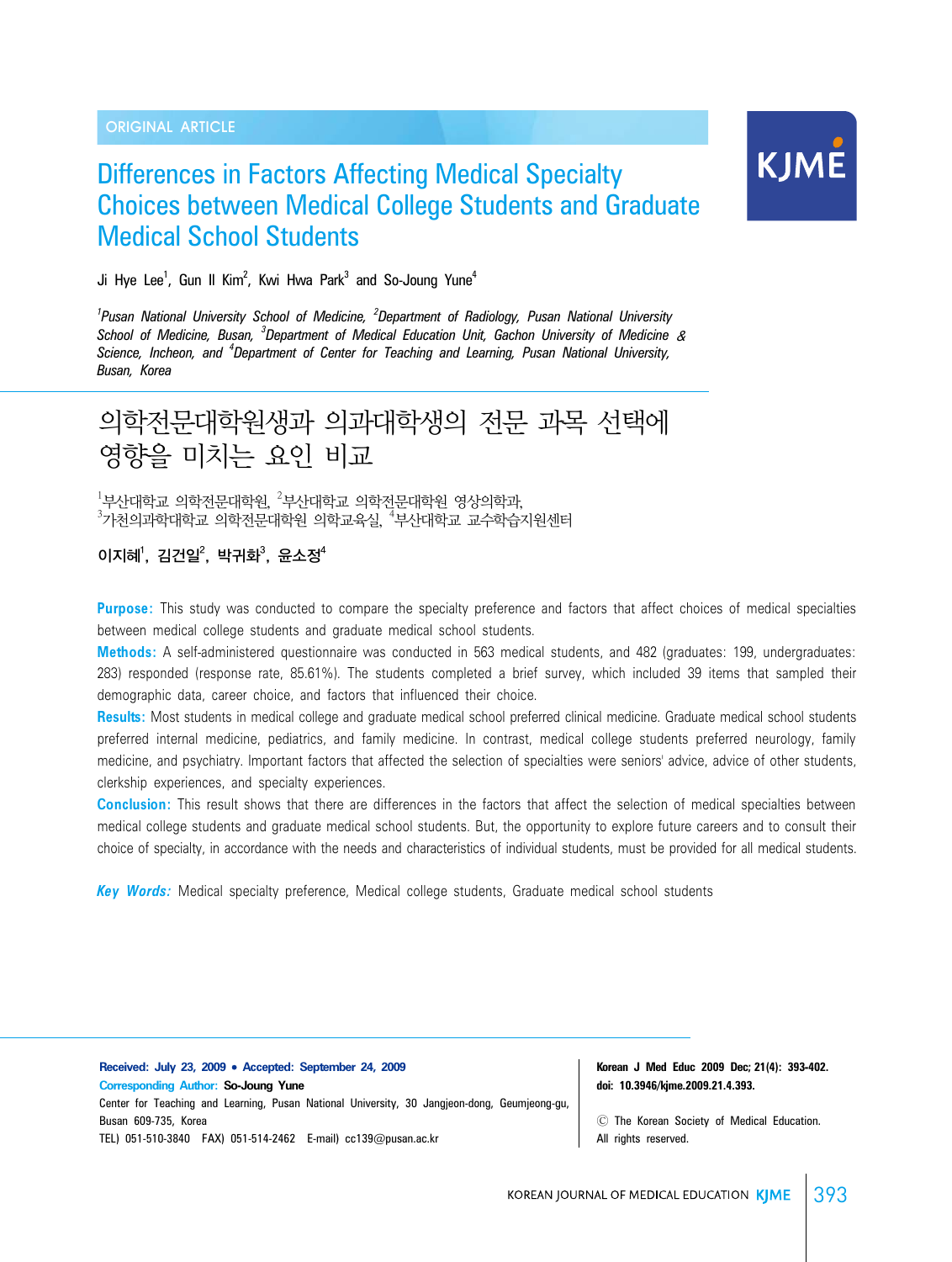ORIGINAL ARTICLE

# Differences in Factors Affecting Medical Specialty Choices between Medical College Students and Graduate Medical School Students

Ji Hye Lee[1], Gun Il Kim[2], Kwi Hwa Park[3] and So-Joung Yune[4]

*[1]Pusan National University School of Medicine, [2]Department of Radiology, Pusan National University School of Medicine, Busan, [3]Department of Medical Education Unit, Gachon University of Medicine & Science, Incheon, and [4]Department of Center for Teaching and Learning, Pusan National University, Busan, Korea*

# 의학전문대학원생과 의과대학생의 전문 과목 선택에 영향을 미치는 요인 비교

[1]부산대학교 의학전문대학원, [2]부산대학교 의학전문대학원 영상의학과,
[3]가천의과학대학교 의학전문대학원 의학교육실, [4]부산대학교 교수학습지원센터

**이지혜[1], 김건일[2], 박귀화[3], 윤소정[4]**

**Purpose:** This study was conducted to compare the specialty preference and factors that affect choices of medical specialties between medical college students and graduate medical school students.

**Methods:** A self-administered questionnaire was conducted in 563 medical students, and 482 (graduates: 199, undergraduates: 283) responded (response rate, 85.61%). The students completed a brief survey, which included 39 items that sampled their demographic data, career choice, and factors that influenced their choice.

**Results:** Most students in medical college and graduate medical school preferred clinical medicine. Graduate medical school students preferred internal medicine, pediatrics, and family medicine. In contrast, medical college students preferred neurology, family medicine, and psychiatry. Important factors that affected the selection of specialties were seniors' advice, advice of other students, clerkship experiences, and specialty experiences.

**Conclusion:** This result shows that there are differences in the factors that affect the selection of medical specialties between medical college students and graduate medical school students. But, the opportunity to explore future careers and to consult their choice of specialty, in accordance with the needs and characteristics of individual students, must be provided for all medical students.

***Key Words:*** Medical specialty preference, Medical college students, Graduate medical school students

**Received: July 23, 2009 • Accepted: September 24, 2009**
**Corresponding Author:** So-Joung Yune
Center for Teaching and Learning, Pusan National University, 30 Jangjeon-dong, Geumjeong-gu, Busan 609-735, Korea
TEL) 051-510-3840 FAX) 051-514-2462 E-mail) cc139@pusan.ac.kr

**Korean J Med Educ 2009 Dec; 21(4): 393-402.**
**doi: 10.3946/kjme.2009.21.4.393.**

Ⓒ The Korean Society of Medical Education.
All rights reserved.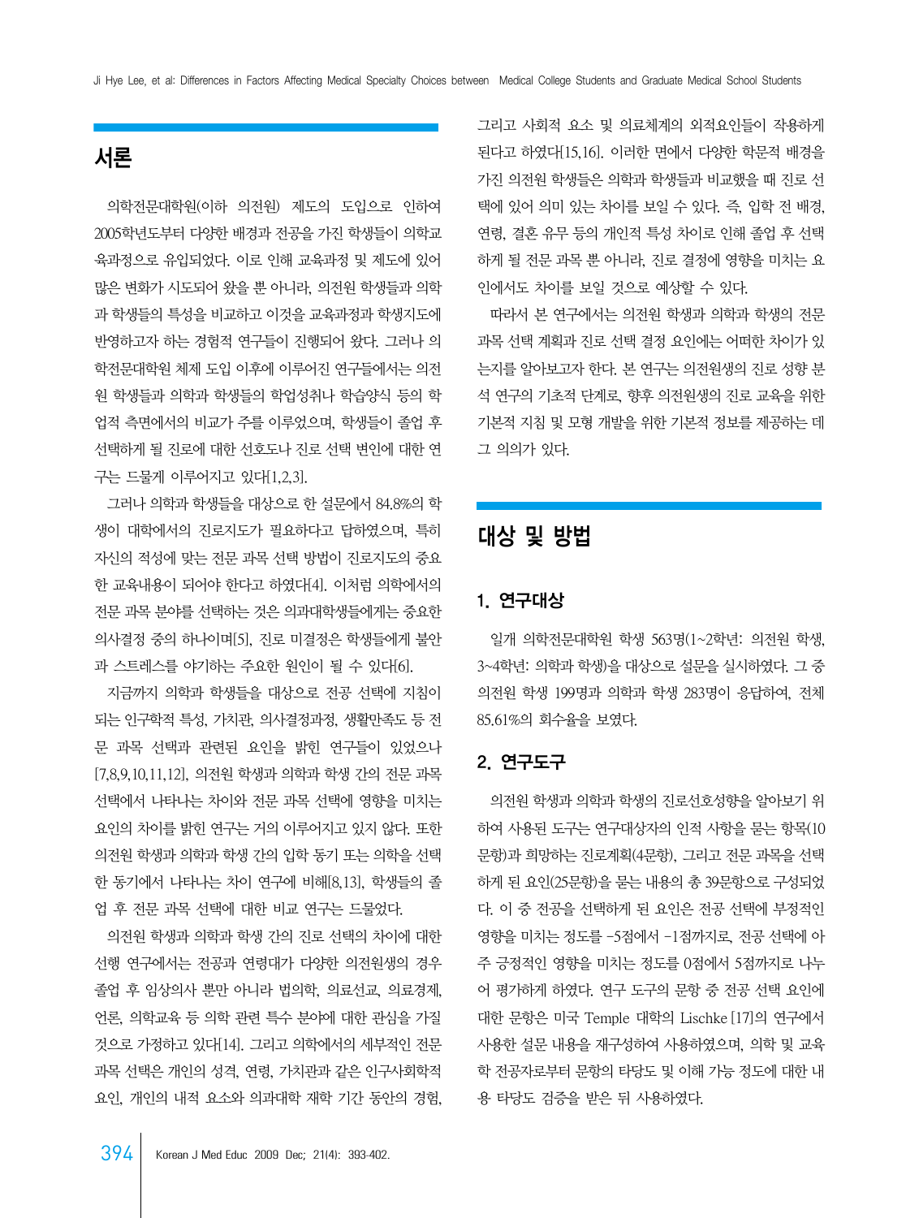## 서론

의학전문대학원(이하 의전원) 제도의 도입으로 인하여 2005학년도부터 다양한 배경과 전공을 가진 학생들이 의학교육과정으로 유입되었다. 이로 인해 교육과정 및 제도에 있어 많은 변화가 시도되어 왔을 뿐 아니라, 의전원 학생들과 의학과 학생들의 특성을 비교하고 이것을 교육과정과 학생지도에 반영하고자 하는 경험적 연구들이 진행되어 왔다. 그러나 의학전문대학원 체제 도입 이후에 이루어진 연구들에서는 의전원 학생들과 의학과 학생들의 학업성취나 학습양식 등의 학업적 측면에서의 비교가 주를 이루었으며, 학생들이 졸업 후 선택하게 될 진로에 대한 선호도나 진로 선택 변인에 대한 연구는 드물게 이루어지고 있다[1,2,3].

그러나 의학과 학생들을 대상으로 한 설문에서 84.8%의 학생이 대학에서의 진로지도가 필요하다고 답하였으며, 특히 자신의 적성에 맞는 전문 과목 선택 방법이 진로지도의 중요한 교육내용이 되어야 한다고 하였다[4]. 이처럼 의학에서의 전문 과목 분야를 선택하는 것은 의과대학생들에게는 중요한 의사결정 중의 하나이며[5], 진로 미결정은 학생들에게 불안과 스트레스를 야기하는 주요한 원인이 될 수 있다[6].

지금까지 의학과 학생들을 대상으로 전공 선택에 지침이 되는 인구학적 특성, 가치관, 의사결정과정, 생활만족도 등 전문 과목 선택과 관련된 요인을 밝힌 연구들이 있었으나 [7,8,9,10,11,12], 의전원 학생과 의학과 학생 간의 전문 과목 선택에서 나타나는 차이와 전문 과목 선택에 영향을 미치는 요인의 차이를 밝힌 연구는 거의 이루어지고 있지 않다. 또한 의전원 학생과 의학과 학생 간의 입학 동기 또는 의학을 선택한 동기에서 나타나는 차이 연구에 비해[8,13], 학생들의 졸업 후 전문 과목 선택에 대한 비교 연구는 드물었다.

의전원 학생과 의학과 학생 간의 진로 선택의 차이에 대한 선행 연구에서는 전공과 연령대가 다양한 의전원생의 경우 졸업 후 임상의사 뿐만 아니라 법의학, 의료선교, 의료경제, 언론, 의학교육 등 의학 관련 특수 분야에 대한 관심을 가질 것으로 가정하고 있다[14]. 그리고 의학에서의 세부적인 전문 과목 선택은 개인의 성격, 연령, 가치관과 같은 인구사회학적 요인, 개인의 내적 요소와 의과대학 재학 기간 동안의 경험, 그리고 사회적 요소 및 의료체계의 외적요인들이 작용하게 된다고 하였다[15,16]. 이러한 면에서 다양한 학문적 배경을 가진 의전원 학생들은 의학과 학생들과 비교했을 때 진로 선택에 있어 의미 있는 차이를 보일 수 있다. 즉, 입학 전 배경, 연령, 결혼 유무 등의 개인적 특성 차이로 인해 졸업 후 선택하게 될 전문 과목 뿐 아니라, 진로 결정에 영향을 미치는 요인에서도 차이를 보일 것으로 예상할 수 있다.

따라서 본 연구에서는 의전원 학생과 의학과 학생의 전문 과목 선택 계획과 진로 선택 결정 요인에는 어떠한 차이가 있는지를 알아보고자 한다. 본 연구는 의전원생의 진로 성향 분석 연구의 기초적 단계로, 향후 의전원생의 진로 교육을 위한 기본적 지침 및 모형 개발을 위한 기본적 정보를 제공하는 데 그 의의가 있다.

## 대상 및 방법

### 1. 연구대상

일개 의학전문대학원 학생 563명(1~2학년: 의전원 학생, 3~4학년: 의학과 학생)을 대상으로 설문을 실시하였다. 그 중 의전원 학생 199명과 의학과 학생 283명이 응답하여, 전체 85.61%의 회수율을 보였다.

### 2. 연구도구

의전원 학생과 의학과 학생의 진로선호성향을 알아보기 위하여 사용된 도구는 연구대상자의 인적 사항을 묻는 항목(10문항)과 희망하는 진로계획(4문항), 그리고 전문 과목을 선택하게 된 요인(25문항)을 묻는 내용의 총 39문항으로 구성되었다. 이 중 전공을 선택하게 된 요인은 전공 선택에 부정적인 영향을 미치는 정도를 -5점에서 -1점까지로, 전공 선택에 아주 긍정적인 영향을 미치는 정도를 0점에서 5점까지로 나누어 평가하게 하였다. 연구 도구의 문항 중 전공 선택 요인에 대한 문항은 미국 Temple 대학의 Lischke [17]의 연구에서 사용한 설문 내용을 재구성하여 사용하였으며, 의학 및 교육학 전공자로부터 문항의 타당도 및 이해 가능 정도에 대한 내용 타당도 검증을 받은 뒤 사용하였다.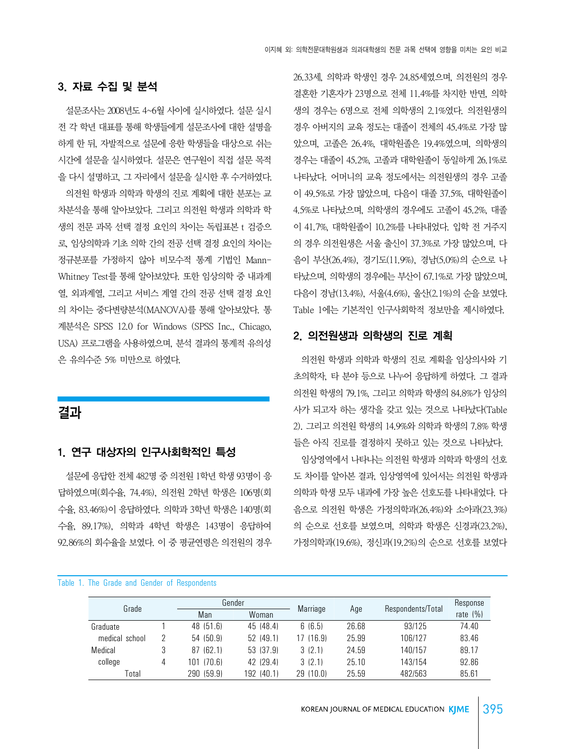### 3. 자료 수집 및 분석

설문조사는 2008년도 4~6월 사이에 실시하였다. 설문 실시 전 각 학년 대표를 통해 학생들에게 설문조사에 대한 설명을 하게 한 뒤, 자발적으로 설문에 응한 학생들을 대상으로 쉬는 시간에 설문을 실시하였다. 설문은 연구원이 직접 설문 목적을 다시 설명하고, 그 자리에서 설문을 실시한 후 수거하였다.

의전원 학생과 의학과 학생의 진로 계획에 대한 분포는 교차분석을 통해 알아보았다. 그리고 의전원 학생과 의학과 학생의 전문 과목 선택 결정 요인의 차이는 독립표본 t 검증으로, 임상의학과 기초 의학 간의 전공 선택 결정 요인의 차이는 정규분포를 가정하지 않아 비모수적 통계 기법인 Mann-Whitney Test를 통해 알아보았다. 또한 임상의학 중 내과계열, 외과계열, 그리고 서비스 계열 간의 전공 선택 결정 요인의 차이는 중다변량분석(MANOVA)를 통해 알아보았다. 통계분석은 SPSS 12.0 for Windows (SPSS Inc., Chicago, USA) 프로그램을 사용하였으며, 분석 결과의 통계적 유의성은 유의수준 5% 미만으로 하였다.

## 결과

### 1. 연구 대상자의 인구사회학적인 특성

설문에 응답한 전체 482명 중 의전원 1학년 학생 93명이 응답하였으며(회수율, 74.4%), 의전원 2학년 학생은 106명(회수율, 83.46%)이 응답하였다. 의학과 3학년 학생은 140명(회수율, 89.17%), 의학과 4학년 학생은 143명이 응답하여 92.86%의 회수율을 보였다. 이 중 평균연령은 의전원의 경우 26.33세, 의학과 학생인 경우 24.85세였으며, 의전원의 경우 결혼한 기혼자가 23명으로 전체 11.4%를 차지한 반면, 의학생의 경우는 6명으로 전체 의학생의 2.1%였다. 의전원생의 경우 아버지의 교육 정도는 대졸이 전체의 45.4%로 가장 많았으며, 고졸은 26.4%, 대학원졸은 19.4%였으며, 의학생의 경우는 대졸이 45.2%, 고졸과 대학원졸이 동일하게 26.1%로 나타났다. 어머니의 교육 정도에서는 의전원생의 경우 고졸이 49.5%로 가장 많았으며, 다음이 대졸 37.5%, 대학원졸이 4.5%로 나타났으며, 의학생의 경우에도 고졸이 45.2%, 대졸이 41.7%, 대학원졸이 10.2%를 나타내었다. 입학 전 거주지의 경우 의전원생은 서울 출신이 37.3%로 가장 많았으며, 다음이 부산(26.4%), 경기도(11.9%), 경남(5.0%)의 순으로 나타났으며, 의학생의 경우에는 부산이 67.1%로 가장 많았으며, 다음이 경남(13.4%), 서울(4.6%), 울산(2.1%)의 순을 보였다. Table 1에는 기본적인 인구사회학적 정보만을 제시하였다.

### 2. 의전원생과 의학생의 진로 계획

의전원 학생과 의학과 학생의 진로 계획을 임상의사와 기초의학자, 타 분야 등으로 나누어 응답하게 하였다. 그 결과 의전원 학생의 79.1%, 그리고 의학과 학생의 84.8%가 임상의사가 되고자 하는 생각을 갖고 있는 것으로 나타났다(Table 2). 그리고 의전원 학생의 14.9%와 의학과 학생의 7.8% 학생들은 아직 진로를 결정하지 못하고 있는 것으로 나타났다.

임상영역에서 나타나는 의전원 학생과 의학과 학생의 선호도 차이를 알아본 결과, 임상영역에 있어서는 의전원 학생과 의학과 학생 모두 내과에 가장 높은 선호도를 나타내었다. 다음으로 의전원 학생은 가정의학과(26.4%)와 소아과(23.3%)의 순으로 선호를 보였으며, 의학과 학생은 신경과(23.2%), 가정의학과(19.6%), 정신과(19.2%)의 순으로 선호를 보였다

Table 1. The Grade and Gender of Respondents

| Grade | | Gender | | Marriage | Age | Respondents/Total | Response rate (%) |
|---|---|---|---|---|---|---|---|
| | | Man | Woman | | | | |
| Graduate medical school | 1 | 48 (51.6) | 45 (48.4) | 6 (6.5) | 26.68 | 93/125 | 74.40 |
| | 2 | 54 (50.9) | 52 (49.1) | 17 (16.9) | 25.99 | 106/127 | 83.46 |
| Medical college | 3 | 87 (62.1) | 53 (37.9) | 3 (2.1) | 24.59 | 140/157 | 89.17 |
| | 4 | 101 (70.6) | 42 (29.4) | 3 (2.1) | 25.10 | 143/154 | 92.86 |
| Total | | 290 (59.9) | 192 (40.1) | 29 (10.0) | 25.59 | 482/563 | 85.61 |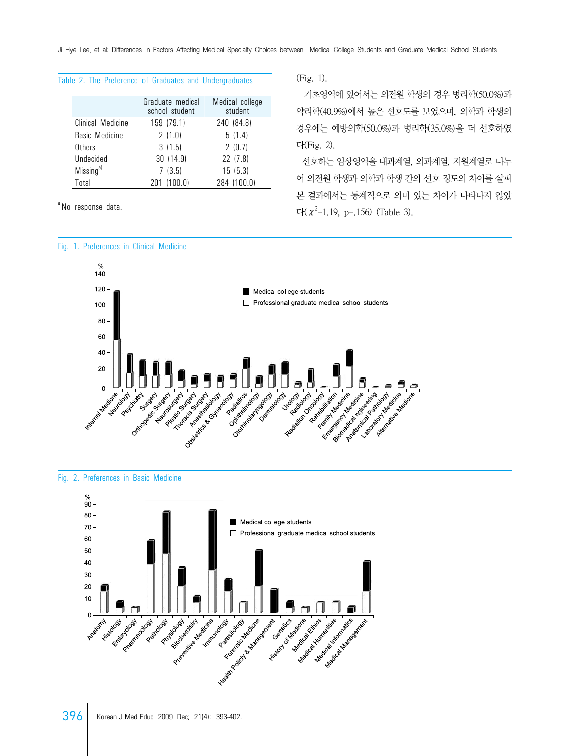Table 2. The Preference of Graduates and Undergraduates

| | Graduate medical school student | Medical college student |
|---|---|---|
| Clinical Medicine | 159 (79.1) | 240 (84.8) |
| Basic Medicine | 2 (1.0) | 5 (1.4) |
| Others | 3 (1.5) | 2 (0.7) |
| Undecided | 30 (14.9) | 22 (7.8) |
| Missing[a] | 7 (3.5) | 15 (5.3) |
| Total | 201 (100.0) | 284 (100.0) |

[a]No response data.

(Fig. 1).

기초영역에 있어서는 의전원 학생의 경우 병리학(50.0%)과 약리학(40.9%)에서 높은 선호도를 보였으며, 의학과 학생의 경우에는 예방의학(50.0%)과 병리학(35.0%)을 더 선호하였다(Fig. 2).

선호하는 임상영역을 내과계열, 외과계열, 지원계열로 나누어 의전원 학생과 의학과 학생 간의 선호 정도의 차이를 살펴본 결과에서는 통계적으로 의미 있는 차이가 나타나지 않았다($\chi^2$=1.19, p=.156) (Table 3).

Fig. 1. Preferences in Clinical Medicine

Fig. 2. Preferences in Basic Medicine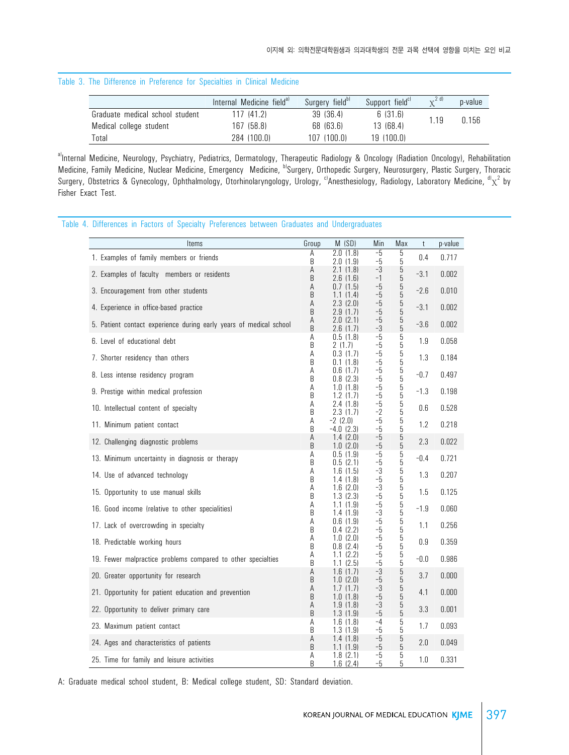Table 3. The Difference in Preference for Specialties in Clinical Medicine

| | Internal Medicine field[a] | Surgery field[b] | Support field[c] | $\chi^2$ [d] | p-value |
|---|---|---|---|---|---|
| Graduate medical school student | 117 (41.2) | 39 (36.4) | 6 (31.6) | 1.19 | 0.156 |
| Medical college student | 167 (58.8) | 68 (63.6) | 13 (68.4) | | |
| Total | 284 (100.0) | 107 (100.0) | 19 (100.0) | | |

[a]Internal Medicine, Neurology, Psychiatry, Pediatrics, Dermatology, Therapeutic Radiology & Oncology (Radiation Oncology), Rehabilitation Medicine, Family Medicine, Nuclear Medicine, Emergency Medicine, [b]Surgery, Orthopedic Surgery, Neurosurgery, Plastic Surgery, Thoracic Surgery, Obstetrics & Gynecology, Ophthalmology, Otorhinolaryngology, Urology, [c]Anesthesiology, Radiology, Laboratory Medicine, [d]$\chi^2$ by Fisher Exact Test.

Table 4. Differences in Factors of Specialty Preferences between Graduates and Undergraduates

| Items | Group | M (SD) | Min | Max | t | p-value |
|---|---|---|---|---|---|---|
| 1. Examples of family members or friends | A | 2.0 (1.8) | −5 | 5 | 0.4 | 0.717 |
| | B | 2.0 (1.9) | −5 | 5 | | |
| 2. Examples of faculty members or residents | A | 2.1 (1.8) | −3 | 5 | −3.1 | 0.002 |
| | B | 2.6 (1.6) | −1 | 5 | | |
| 3. Encouragement from other students | A | 0.7 (1.5) | −5 | 5 | −2.6 | 0.010 |
| | B | 1.1 (1.4) | −5 | 5 | | |
| 4. Experience in office-based practice | A | 2.3 (2.0) | −5 | 5 | −3.1 | 0.002 |
| | B | 2.9 (1.7) | −5 | 5 | | |
| 5. Patient contact experience during early years of medical school | A | 2.0 (2.1) | −5 | 5 | −3.6 | 0.002 |
| | B | 2.6 (1.7) | −3 | 5 | | |
| 6. Level of educational debt | A | 0.5 (1.8) | −5 | 5 | 1.9 | 0.058 |
| | B | 2 (1.7) | −5 | 5 | | |
| 7. Shorter residency than others | A | 0.3 (1.7) | −5 | 5 | 1.3 | 0.184 |
| | B | 0.1 (1.8) | −5 | 5 | | |
| 8. Less intense residency program | A | 0.6 (1.7) | −5 | 5 | −0.7 | 0.497 |
| | B | 0.8 (2.3) | −5 | 5 | | |
| 9. Prestige within medical profession | A | 1.0 (1.8) | −5 | 5 | −1.3 | 0.198 |
| | B | 1.2 (1.7) | −5 | 5 | | |
| 10. Intellectual content of specialty | A | 2.4 (1.8) | −5 | 5 | 0.6 | 0.528 |
| | B | 2.3 (1.7) | −2 | 5 | | |
| 11. Minimum patient contact | A | −2 (2.0) | −5 | 5 | 1.2 | 0.218 |
| | B | −4.0 (2.3) | −5 | 5 | | |
| 12. Challenging diagnostic problems | A | 1.4 (2.0) | −5 | 5 | 2.3 | 0.022 |
| | B | 1.0 (2.0) | −5 | 5 | | |
| 13. Minimum uncertainty in diagnosis or therapy | A | 0.5 (1.9) | −5 | 5 | −0.4 | 0.721 |
| | B | 0.5 (2.1) | −5 | 5 | | |
| 14. Use of advanced technology | A | 1.6 (1.5) | −3 | 5 | 1.3 | 0.207 |
| | B | 1.4 (1.8) | −5 | 5 | | |
| 15. Opportunity to use manual skills | A | 1.6 (2.0) | −3 | 5 | 1.5 | 0.125 |
| | B | 1.3 (2.3) | −5 | 5 | | |
| 16. Good income (relative to other specialities) | A | 1.1 (1.9) | −5 | 5 | −1.9 | 0.060 |
| | B | 1.4 (1.9) | −3 | 5 | | |
| 17. Lack of overcrowding in specialty | A | 0.6 (1.9) | −5 | 5 | 1.1 | 0.256 |
| | B | 0.4 (2.2) | −5 | 5 | | |
| 18. Predictable working hours | A | 1.0 (2.0) | −5 | 5 | 0.9 | 0.359 |
| | B | 0.8 (2.4) | −5 | 5 | | |
| 19. Fewer malpractice problems compared to other specialties | A | 1.1 (2.2) | −5 | 5 | −0.0 | 0.986 |
| | B | 1.1 (2.5) | −5 | 5 | | |
| 20. Greater opportunity for research | A | 1.6 (1.7) | −3 | 5 | 3.7 | 0.000 |
| | B | 1.0 (2.0) | −5 | 5 | | |
| 21. Opportunity for patient education and prevention | A | 1.7 (1.7) | −3 | 5 | 4.1 | 0.000 |
| | B | 1.0 (1.8) | −5 | 5 | | |
| 22. Opportunity to deliver primary care | A | 1.9 (1.8) | −3 | 5 | 3.3 | 0.001 |
| | B | 1.3 (1.9) | −5 | 5 | | |
| 23. Maximum patient contact | A | 1.6 (1.8) | −4 | 5 | 1.7 | 0.093 |
| | B | 1.3 (1.9) | −5 | 5 | | |
| 24. Ages and characteristics of patients | A | 1.4 (1.8) | −5 | 5 | 2.0 | 0.049 |
| | B | 1.1 (1.9) | −5 | 5 | | |
| 25. Time for family and leisure activities | A | 1.8 (2.1) | −5 | 5 | 1.0 | 0.331 |
| | B | 1.6 (2.4) | −5 | 5 | | |

A: Graduate medical school student, B: Medical college student, SD: Standard deviation.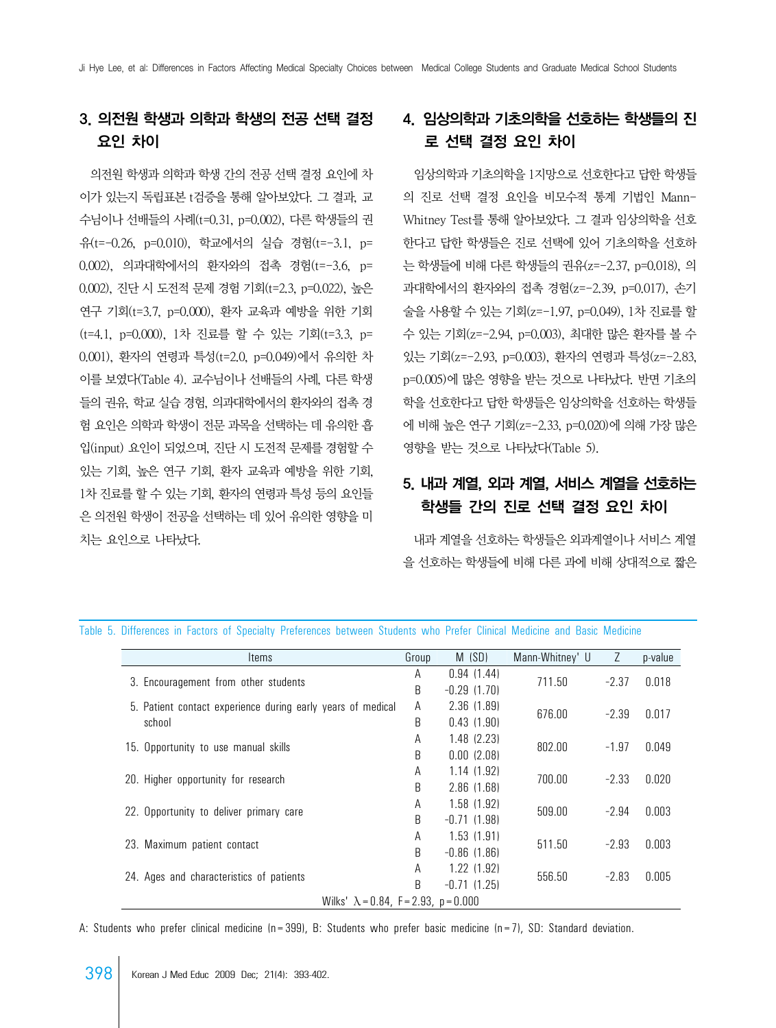## 3. 의전원 학생과 의학과 학생의 전공 선택 결정 요인 차이

의전원 학생과 의학과 학생 간의 전공 선택 결정 요인에 차이가 있는지 독립표본 t검증을 통해 알아보았다. 그 결과, 교수님이나 선배들의 사례(t=0.31, p=0.002), 다른 학생들의 권유(t=−0.26, p=0.010), 학교에서의 실습 경험(t=−3.1, p=0.002), 의과대학에서의 환자와의 접촉 경험(t=−3.6, p=0.002), 진단 시 도전적 문제 경험 기회(t=2.3, p=0.022), 높은 연구 기회(t=3.7, p=0.000), 환자 교육과 예방을 위한 기회(t=4.1, p=0.000), 1차 진료를 할 수 있는 기회(t=3.3, p=0.001), 환자의 연령과 특성(t=2.0, p=0.049)에서 유의한 차이를 보였다(Table 4). 교수님이나 선배들의 사례, 다른 학생들의 권유, 학교 실습 경험, 의과대학에서의 환자와의 접촉 경험 요인은 의학과 학생이 전문 과목을 선택하는 데 유의한 흡입(input) 요인이 되었으며, 진단 시 도전적 문제를 경험할 수 있는 기회, 높은 연구 기회, 환자 교육과 예방을 위한 기회, 1차 진료를 할 수 있는 기회, 환자의 연령과 특성 등의 요인들은 의전원 학생이 전공을 선택하는 데 있어 유의한 영향을 미치는 요인으로 나타났다.

## 4. 임상의학과 기초의학을 선호하는 학생들의 진로 선택 결정 요인 차이

임상의학과 기초의학을 1지망으로 선호한다고 답한 학생들의 진로 선택 결정 요인을 비모수적 통계 기법인 Mann-Whitney Test를 통해 알아보았다. 그 결과 임상의학을 선호한다고 답한 학생들은 진로 선택에 있어 기초의학을 선호하는 학생들에 비해 다른 학생들의 권유(z=−2.37, p=0.018), 의과대학에서의 환자와의 접촉 경험(z=−2.39, p=0.017), 손기술을 사용할 수 있는 기회(z=−1.97, p=0.049), 1차 진료를 할 수 있는 기회(z=−2.94, p=0.003), 최대한 많은 환자를 볼 수 있는 기회(z=−2.93, p=0.003), 환자의 연령과 특성(z=−2.83, p=0.005)에 많은 영향을 받는 것으로 나타났다. 반면 기초의학을 선호한다고 답한 학생들은 임상의학을 선호하는 학생들에 비해 높은 연구 기회(z=−2.33, p=0.020)에 의해 가장 많은 영향을 받는 것으로 나타났다(Table 5).

## 5. 내과 계열, 외과 계열, 서비스 계열을 선호하는 학생들 간의 진로 선택 결정 요인 차이

내과 계열을 선호하는 학생들은 외과계열이나 서비스 계열을 선호하는 학생들에 비해 다른 과에 비해 상대적으로 짧은

Table 5. Differences in Factors of Specialty Preferences between Students who Prefer Clinical Medicine and Basic Medicine

| Items | Group | M (SD) | Mann-Whitney' U | Z | p-value |
|---|---|---|---|---|---|
| 3. Encouragement from other students | A | 0.94 (1.44) | 711.50 | −2.37 | 0.018 |
| | B | −0.29 (1.70) | | | |
| 5. Patient contact experience during early years of medical school | A | 2.36 (1.89) | 676.00 | −2.39 | 0.017 |
| | B | 0.43 (1.90) | | | |
| 15. Opportunity to use manual skills | A | 1.48 (2.23) | 802.00 | −1.97 | 0.049 |
| | B | 0.00 (2.08) | | | |
| 20. Higher opportunity for research | A | 1.14 (1.92) | 700.00 | −2.33 | 0.020 |
| | B | 2.86 (1.68) | | | |
| 22. Opportunity to deliver primary care | A | 1.58 (1.92) | 509.00 | −2.94 | 0.003 |
| | B | −0.71 (1.98) | | | |
| 23. Maximum patient contact | A | 1.53 (1.91) | 511.50 | −2.93 | 0.003 |
| | B | −0.86 (1.86) | | | |
| 24. Ages and characteristics of patients | A | 1.22 (1.92) | 556.50 | −2.83 | 0.005 |
| | B | −0.71 (1.25) | | | |
| Wilks' $\lambda$=0.84, F=2.93, p=0.000 | | | | | |

A: Students who prefer clinical medicine (n=399), B: Students who prefer basic medicine (n=7), SD: Standard deviation.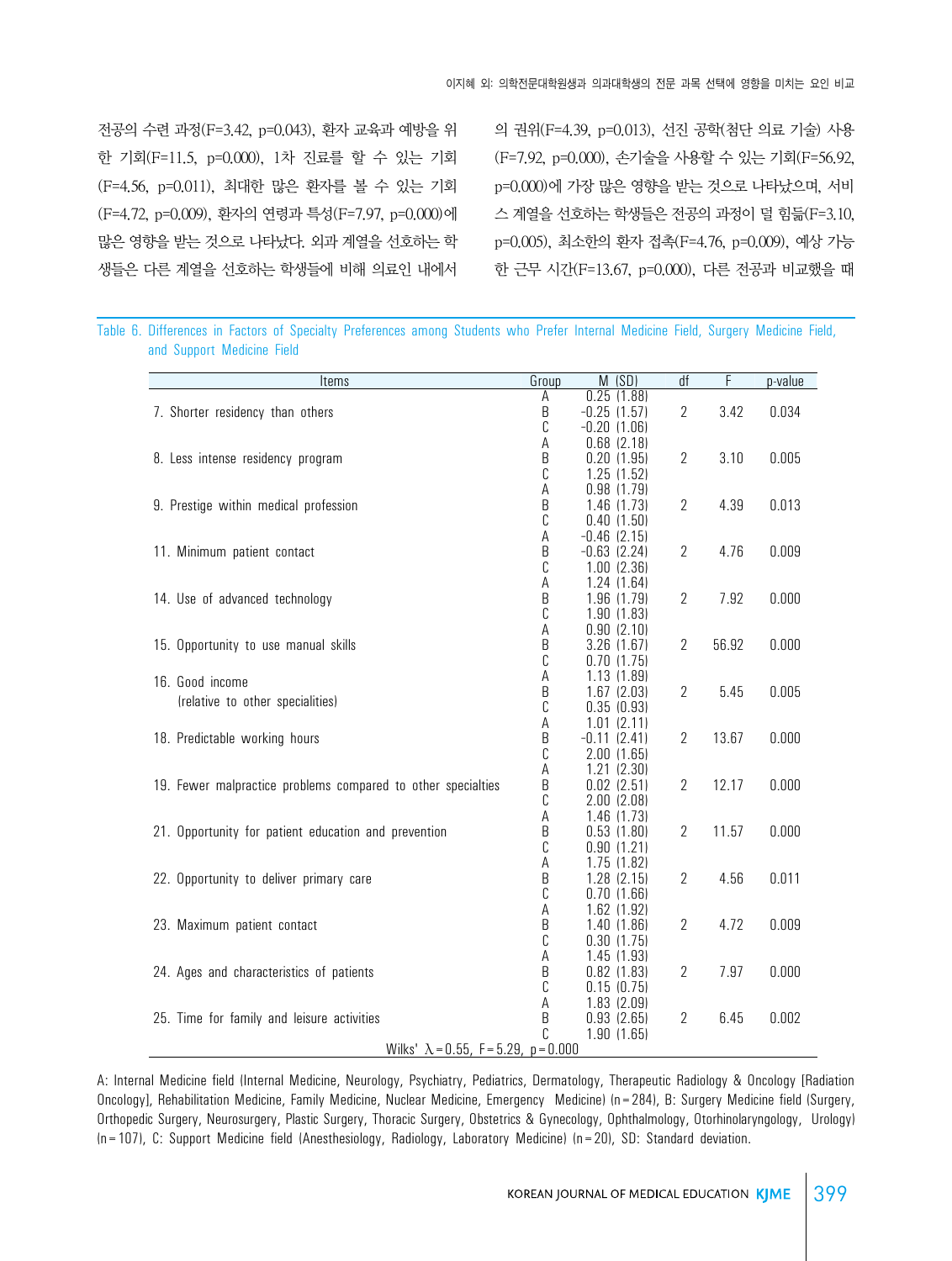전공의 수련 과정(F=3.42, p=0.043), 환자 교육과 예방을 위한 기회(F=11.5, p=0.000), 1차 진료를 할 수 있는 기회(F=4.56, p=0.011), 최대한 많은 환자를 볼 수 있는 기회(F=4.72, p=0.009), 환자의 연령과 특성(F=7.97, p=0.000)에 많은 영향을 받는 것으로 나타났다. 외과 계열을 선호하는 학생들은 다른 계열을 선호하는 학생들에 비해 의료인 내에서의 권위(F=4.39, p=0.013), 선진 공학(첨단 의료 기술) 사용(F=7.92, p=0.000), 손기술을 사용할 수 있는 기회(F=56.92, p=0.000)에 가장 많은 영향을 받는 것으로 나타났으며, 서비스 계열을 선호하는 학생들은 전공의 과정이 덜 힘듦(F=3.10, p=0.005), 최소한의 환자 접촉(F=4.76, p=0.009), 예상 가능한 근무 시간(F=13.67, p=0.000), 다른 전공과 비교했을 때

Table 6. Differences in Factors of Specialty Preferences among Students who Prefer Internal Medicine Field, Surgery Medicine Field, and Support Medicine Field

| Items | Group | M (SD) | df | F | p-value |
|---|---|---|---|---|---|
| 7. Shorter residency than others | A | 0.25 (1.88) | 2 | 3.42 | 0.034 |
| | B | -0.25 (1.57) | | | |
| | C | -0.20 (1.06) | | | |
| 8. Less intense residency program | A | 0.68 (2.18) | 2 | 3.10 | 0.005 |
| | B | 0.20 (1.95) | | | |
| | C | 1.25 (1.52) | | | |
| 9. Prestige within medical profession | A | 0.98 (1.79) | 2 | 4.39 | 0.013 |
| | B | 1.46 (1.73) | | | |
| | C | 0.40 (1.50) | | | |
| 11. Minimum patient contact | A | -0.46 (2.15) | 2 | 4.76 | 0.009 |
| | B | -0.63 (2.24) | | | |
| | C | 1.00 (2.36) | | | |
| 14. Use of advanced technology | A | 1.24 (1.64) | 2 | 7.92 | 0.000 |
| | B | 1.96 (1.79) | | | |
| | C | 1.90 (1.83) | | | |
| 15. Opportunity to use manual skills | A | 0.90 (2.10) | 2 | 56.92 | 0.000 |
| | B | 3.26 (1.67) | | | |
| | C | 0.70 (1.75) | | | |
| 16. Good income (relative to other specialities) | A | 1.13 (1.89) | 2 | 5.45 | 0.005 |
| | B | 1.67 (2.03) | | | |
| | C | 0.35 (0.93) | | | |
| 18. Predictable working hours | A | 1.01 (2.11) | 2 | 13.67 | 0.000 |
| | B | -0.11 (2.41) | | | |
| | C | 2.00 (1.65) | | | |
| 19. Fewer malpractice problems compared to other specialties | A | 1.21 (2.30) | 2 | 12.17 | 0.000 |
| | B | 0.02 (2.51) | | | |
| | C | 2.00 (2.08) | | | |
| 21. Opportunity for patient education and prevention | A | 1.46 (1.73) | 2 | 11.57 | 0.000 |
| | B | 0.53 (1.80) | | | |
| | C | 0.90 (1.21) | | | |
| 22. Opportunity to deliver primary care | A | 1.75 (1.82) | 2 | 4.56 | 0.011 |
| | B | 1.28 (2.15) | | | |
| | C | 0.70 (1.66) | | | |
| 23. Maximum patient contact | A | 1.62 (1.92) | 2 | 4.72 | 0.009 |
| | B | 1.40 (1.86) | | | |
| | C | 0.30 (1.75) | | | |
| 24. Ages and characteristics of patients | A | 1.45 (1.93) | 2 | 7.97 | 0.000 |
| | B | 0.82 (1.83) | | | |
| | C | 0.15 (0.75) | | | |
| 25. Time for family and leisure activities | A | 1.83 (2.09) | 2 | 6.45 | 0.002 |
| | B | 0.93 (2.65) | | | |
| | C | 1.90 (1.65) | | | |
| Wilks' $\lambda$=0.55, F=5.29, p=0.000 | | | | | |

A: Internal Medicine field (Internal Medicine, Neurology, Psychiatry, Pediatrics, Dermatology, Therapeutic Radiology & Oncology [Radiation Oncology], Rehabilitation Medicine, Family Medicine, Nuclear Medicine, Emergency Medicine) (n=284), B: Surgery Medicine field (Surgery, Orthopedic Surgery, Neurosurgery, Plastic Surgery, Thoracic Surgery, Obstetrics & Gynecology, Ophthalmology, Otorhinolaryngology, Urology) (n=107), C: Support Medicine field (Anesthesiology, Radiology, Laboratory Medicine) (n=20), SD: Standard deviation.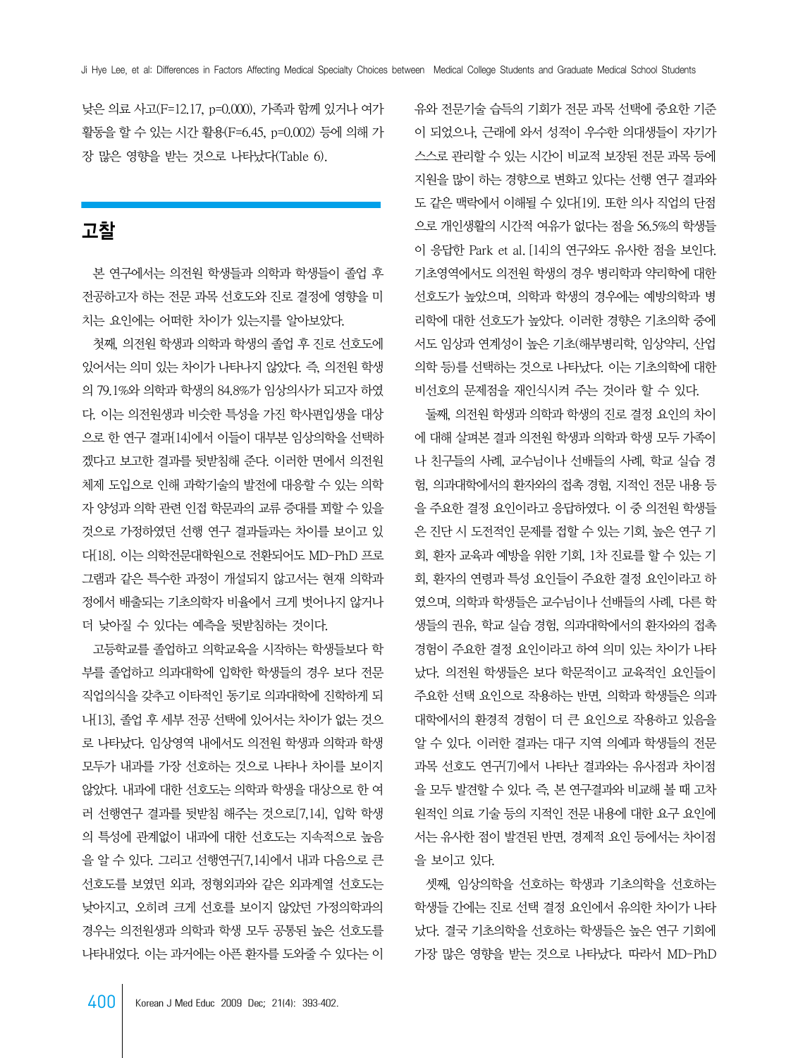낮은 의료 사고(F=12.17, p=0.000), 가족과 함께 있거나 여가 활동을 할 수 있는 시간 활용(F=6.45, p=0.002) 등에 의해 가장 많은 영향을 받는 것으로 나타났다(Table 6).

## 고찰

본 연구에서는 의전원 학생들과 의학과 학생들이 졸업 후 전공하고자 하는 전문 과목 선호도와 진로 결정에 영향을 미치는 요인에는 어떠한 차이가 있는지를 알아보았다.

첫째, 의전원 학생과 의학과 학생의 졸업 후 진로 선호도에 있어서는 의미 있는 차이가 나타나지 않았다. 즉, 의전원 학생의 79.1%와 의학과 학생의 84.8%가 임상의사가 되고자 하였다. 이는 의전원생과 비슷한 특성을 가진 학사편입생을 대상으로 한 연구 결과[14]에서 이들이 대부분 임상의학을 선택하겠다고 보고한 결과를 뒷받침해 준다. 이러한 면에서 의전원 체제 도입으로 인해 과학기술의 발전에 대응할 수 있는 의학자 양성과 의학 관련 인접 학문과의 교류 증대를 꾀할 수 있을 것으로 가정하였던 선행 연구 결과들과는 차이를 보이고 있다[18]. 이는 의학전문대학원으로 전환되어도 MD-PhD 프로그램과 같은 특수한 과정이 개설되지 않고서는 현재 의학과정에서 배출되는 기초의학자 비율에서 크게 벗어나지 않거나 더 낮아질 수 있다는 예측을 뒷받침하는 것이다.

고등학교를 졸업하고 의학교육을 시작하는 학생들보다 학부를 졸업하고 의과대학에 입학한 학생들의 경우 보다 전문 직업의식을 갖추고 이타적인 동기로 의과대학에 진학하게 되나[13], 졸업 후 세부 전공 선택에 있어서는 차이가 없는 것으로 나타났다. 임상영역 내에서도 의전원 학생과 의학과 학생 모두가 내과를 가장 선호하는 것으로 나타나 차이를 보이지 않았다. 내과에 대한 선호도는 의학과 학생을 대상으로 한 여러 선행연구 결과를 뒷받침 해주는 것으로[7,14], 입학 학생의 특성에 관계없이 내과에 대한 선호도는 지속적으로 높음을 알 수 있다. 그리고 선행연구[7,14]에서 내과 다음으로 큰 선호도를 보였던 외과, 정형외과와 같은 외과계열 선호도는 낮아지고, 오히려 크게 선호를 보이지 않았던 가정의학과의 경우는 의전원생과 의학과 학생 모두 공통된 높은 선호도를 나타내었다. 이는 과거에는 아픈 환자를 도와줄 수 있다는 이유와 전문기술 습득의 기회가 전문 과목 선택에 중요한 기준이 되었으나, 근래에 와서 성적이 우수한 의대생들이 자기가 스스로 관리할 수 있는 시간이 비교적 보장된 전문 과목 등에 지원을 많이 하는 경향으로 변화고 있다는 선행 연구 결과와도 같은 맥락에서 이해될 수 있다[19]. 또한 의사 직업의 단점으로 개인생활의 시간적 여유가 없다는 점을 56.5%의 학생들이 응답한 Park et al. [14]의 연구와도 유사한 점을 보인다. 기초영역에서도 의전원 학생의 경우 병리학과 약리학에 대한 선호도가 높았으며, 의학과 학생의 경우에는 예방의학과 병리학에 대한 선호도가 높았다. 이러한 경향은 기초의학 중에서도 임상과 연계성이 높은 기초(해부병리학, 임상약리, 산업의학 등)를 선택하는 것으로 나타났다. 이는 기초의학에 대한 비선호의 문제점을 재인식시켜 주는 것이라 할 수 있다.

둘째, 의전원 학생과 의학과 학생의 진로 결정 요인의 차이에 대해 살펴본 결과 의전원 학생과 의학과 학생 모두 가족이나 친구들의 사례, 교수님이나 선배들의 사례, 학교 실습 경험, 의과대학에서의 환자와의 접촉 경험, 지적인 전문 내용 등을 주요한 결정 요인이라고 응답하였다. 이 중 의전원 학생들은 진단 시 도전적인 문제를 접할 수 있는 기회, 높은 연구 기회, 환자 교육과 예방을 위한 기회, 1차 진료를 할 수 있는 기회, 환자의 연령과 특성 요인들이 주요한 결정 요인이라고 하였으며, 의학과 학생들은 교수님이나 선배들의 사례, 다른 학생들의 권유, 학교 실습 경험, 의과대학에서의 환자와의 접촉 경험이 주요한 결정 요인이라고 하여 의미 있는 차이가 나타났다. 의전원 학생들은 보다 학문적이고 교육적인 요인들이 주요한 선택 요인으로 작용하는 반면, 의학과 학생들은 의과대학에서의 환경적 경험이 더 큰 요인으로 작용하고 있음을 알 수 있다. 이러한 결과는 대구 지역 의예과 학생들의 전문 과목 선호도 연구[7]에서 나타난 결과와는 유사점과 차이점을 모두 발견할 수 있다. 즉, 본 연구결과와 비교해 볼 때 고차원적인 의료 기술 등의 지적인 전문 내용에 대한 요구 요인에서는 유사한 점이 발견된 반면, 경제적 요인 등에서는 차이점을 보이고 있다.

셋째, 임상의학을 선호하는 학생과 기초의학을 선호하는 학생들 간에는 진로 선택 결정 요인에서 유의한 차이가 나타났다. 결국 기초의학을 선호하는 학생들은 높은 연구 기회에 가장 많은 영향을 받는 것으로 나타났다. 따라서 MD-PhD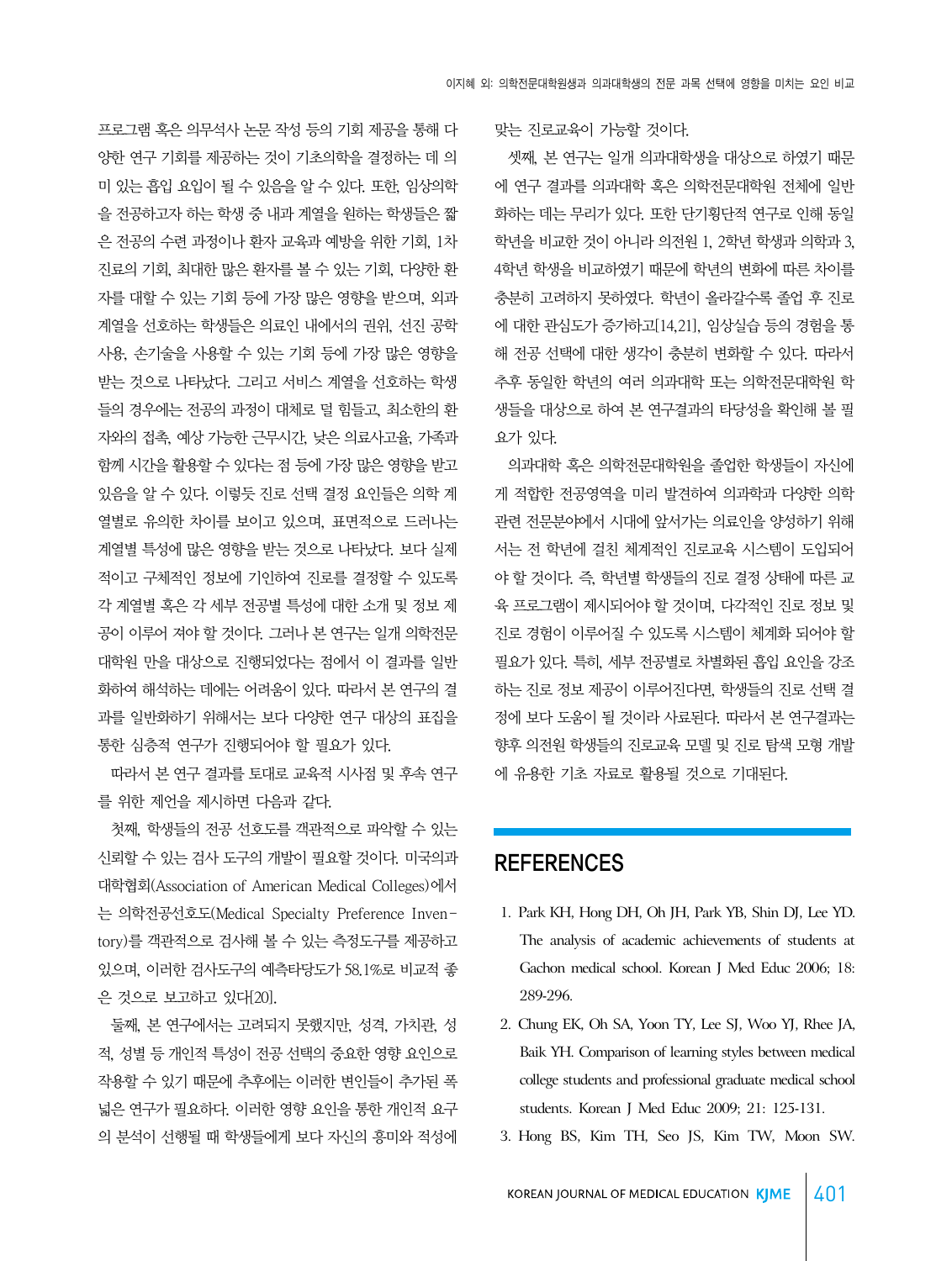프로그램 혹은 의무석사 논문 작성 등의 기회 제공을 통해 다양한 연구 기회를 제공하는 것이 기초의학을 결정하는 데 의미 있는 흡입 요인이 될 수 있음을 알 수 있다. 또한, 임상의학을 전공하고자 하는 학생 중 내과 계열을 원하는 학생들은 짧은 전공의 수련 과정이나 환자 교육과 예방을 위한 기회, 1차 진료의 기회, 최대한 많은 환자를 볼 수 있는 기회, 다양한 환자를 대할 수 있는 기회 등에 가장 많은 영향을 받으며, 외과 계열을 선호하는 학생들은 의료인 내에서의 권위, 선진 공학 사용, 손기술을 사용할 수 있는 기회 등에 가장 많은 영향을 받는 것으로 나타났다. 그리고 서비스 계열을 선호하는 학생들의 경우에는 전공의 과정이 대체로 덜 힘들고, 최소한의 환자와의 접촉, 예상 가능한 근무시간, 낮은 의료사고율, 가족과 함께 시간을 활용할 수 있다는 점 등에 가장 많은 영향을 받고 있음을 알 수 있다. 이렇듯 진로 선택 결정 요인들은 의학 계열별로 유의한 차이를 보이고 있으며, 표면적으로 드러나는 계열별 특성에 많은 영향을 받는 것으로 나타났다. 보다 실제적이고 구체적인 정보에 기인하여 진로를 결정할 수 있도록 각 계열별 혹은 각 세부 전공별 특성에 대한 소개 및 정보 제공이 이루어 져야 할 것이다. 그러나 본 연구는 일개 의학전문대학원 만을 대상으로 진행되었다는 점에서 이 결과를 일반화하여 해석하는 데에는 어려움이 있다. 따라서 본 연구의 결과를 일반화하기 위해서는 보다 다양한 연구 대상의 표집을 통한 심층적 연구가 진행되어야 할 필요가 있다.

따라서 본 연구 결과를 토대로 교육적 시사점 및 후속 연구를 위한 제언을 제시하면 다음과 같다.

첫째, 학생들의 전공 선호도를 객관적으로 파악할 수 있는 신뢰할 수 있는 검사 도구의 개발이 필요할 것이다. 미국의과대학협회(Association of American Medical Colleges)에서는 의학전공선호도(Medical Specialty Preference Inventory)를 객관적으로 검사해 볼 수 있는 측정도구를 제공하고 있으며, 이러한 검사도구의 예측타당도가 58.1%로 비교적 좋은 것으로 보고하고 있다[20].

둘째, 본 연구에서는 고려되지 못했지만, 성격, 가치관, 성적, 성별 등 개인적 특성이 전공 선택의 중요한 영향 요인으로 작용할 수 있기 때문에 추후에는 이러한 변인들이 추가된 폭넓은 연구가 필요하다. 이러한 영향 요인을 통한 개인적 요구의 분석이 선행될 때 학생들에게 보다 자신의 흥미와 적성에 맞는 진로교육이 가능할 것이다.

셋째, 본 연구는 일개 의과대학생을 대상으로 하였기 때문에 연구 결과를 의과대학 혹은 의학전문대학원 전체에 일반화하는 데는 무리가 있다. 또한 단기횡단적 연구로 인해 동일 학년을 비교한 것이 아니라 의전원 1, 2학년 학생과 의학과 3, 4학년 학생을 비교하였기 때문에 학년의 변화에 따른 차이를 충분히 고려하지 못하였다. 학년이 올라갈수록 졸업 후 진로에 대한 관심도가 증가하고[14,21], 임상실습 등의 경험을 통해 전공 선택에 대한 생각이 충분히 변화할 수 있다. 따라서 추후 동일한 학년의 여러 의과대학 또는 의학전문대학원 학생들을 대상으로 하여 본 연구결과의 타당성을 확인해 볼 필요가 있다.

의과대학 혹은 의학전문대학원을 졸업한 학생들이 자신에게 적합한 전공영역을 미리 발견하여 의과학과 다양한 의학 관련 전문분야에서 시대에 앞서가는 의료인을 양성하기 위해서는 전 학년에 걸친 체계적인 진로교육 시스템이 도입되어야 할 것이다. 즉, 학년별 학생들의 진로 결정 상태에 따른 교육 프로그램이 제시되어야 할 것이며, 다각적인 진로 정보 및 진로 경험이 이루어질 수 있도록 시스템이 체계화 되어야 할 필요가 있다. 특히, 세부 전공별로 차별화된 흡입 요인을 강조하는 진로 정보 제공이 이루어진다면, 학생들의 진로 선택 결정에 보다 도움이 될 것이라 사료된다. 따라서 본 연구결과는 향후 의전원 학생들의 진로교육 모델 및 진로 탐색 모형 개발에 유용한 기초 자료로 활용될 것으로 기대된다.

## REFERENCES

1. Park KH, Hong DH, Oh JH, Park YB, Shin DJ, Lee YD. The analysis of academic achievements of students at Gachon medical school. Korean J Med Educ 2006; 18: 289-296.
2. Chung EK, Oh SA, Yoon TY, Lee SJ, Woo YJ, Rhee JA, Baik YH. Comparison of learning styles between medical college students and professional graduate medical school students. Korean J Med Educ 2009; 21: 125-131.
3. Hong BS, Kim TH, Seo JS, Kim TW, Moon SW.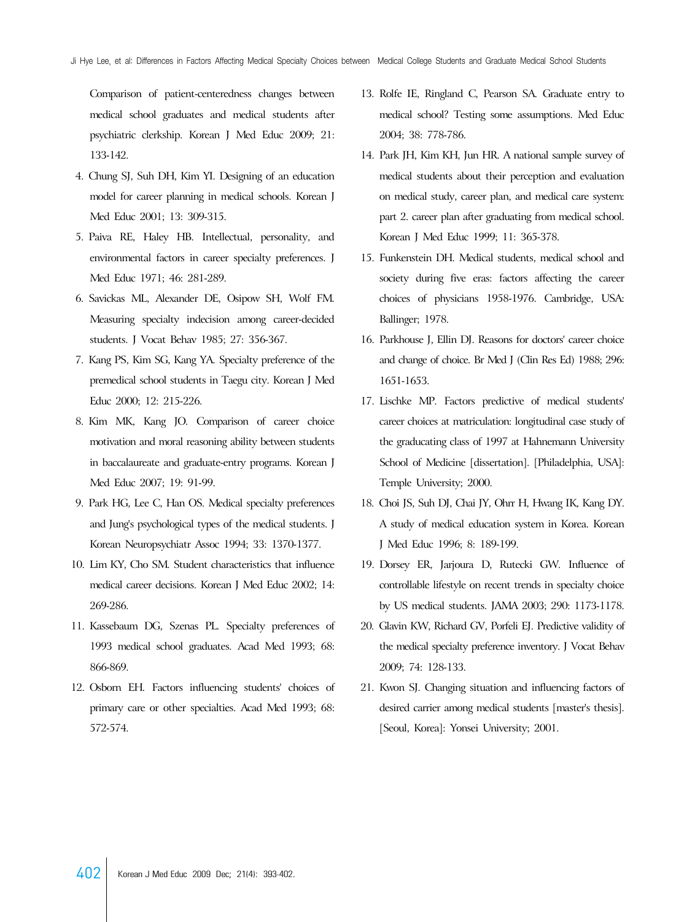Comparison of patient-centeredness changes between medical school graduates and medical students after psychiatric clerkship. Korean J Med Educ 2009; 21: 133-142.

4. Chung SJ, Suh DH, Kim YI. Designing of an education model for career planning in medical schools. Korean J Med Educ 2001; 13: 309-315.
5. Paiva RE, Haley HB. Intellectual, personality, and environmental factors in career specialty preferences. J Med Educ 1971; 46: 281-289.
6. Savickas ML, Alexander DE, Osipow SH, Wolf FM. Measuring specialty indecision among career-decided students. J Vocat Behav 1985; 27: 356-367.
7. Kang PS, Kim SG, Kang YA. Specialty preference of the premedical school students in Taegu city. Korean J Med Educ 2000; 12: 215-226.
8. Kim MK, Kang JO. Comparison of career choice motivation and moral reasoning ability between students in baccalaureate and graduate-entry programs. Korean J Med Educ 2007; 19: 91-99.
9. Park HG, Lee C, Han OS. Medical specialty preferences and Jung's psychological types of the medical students. J Korean Neuropsychiatr Assoc 1994; 33: 1370-1377.
10. Lim KY, Cho SM. Student characteristics that influence medical career decisions. Korean J Med Educ 2002; 14: 269-286.
11. Kassebaum DG, Szenas PL. Specialty preferences of 1993 medical school graduates. Acad Med 1993; 68: 866-869.
12. Osborn EH. Factors influencing students' choices of primary care or other specialties. Acad Med 1993; 68: 572-574.
13. Rolfe IE, Ringland C, Pearson SA. Graduate entry to medical school? Testing some assumptions. Med Educ 2004; 38: 778-786.
14. Park JH, Kim KH, Jun HR. A national sample survey of medical students about their perception and evaluation on medical study, career plan, and medical care system: part 2. career plan after graduating from medical school. Korean J Med Educ 1999; 11: 365-378.
15. Funkenstein DH. Medical students, medical school and society during five eras: factors affecting the career choices of physicians 1958-1976. Cambridge, USA: Ballinger; 1978.
16. Parkhouse J, Ellin DJ. Reasons for doctors' career choice and change of choice. Br Med J (Clin Res Ed) 1988; 296: 1651-1653.
17. Lischke MP. Factors predictive of medical students' career choices at matriculation: longitudinal case study of the gradućating class of 1997 at Hahnemann University School of Medicine [dissertation]. [Philadelphia, USA]: Temple University; 2000.
18. Choi JS, Suh DJ, Chai JY, Ohrr H, Hwang IK, Kang DY. A study of medical education system in Korea. Korean J Med Educ 1996; 8: 189-199.
19. Dorsey ER, Jarjoura D, Rutecki GW. Influence of controllable lifestyle on recent trends in specialty choice by US medical students. JAMA 2003; 290: 1173-1178.
20. Glavin KW, Richard GV, Porfeli EJ. Predictive validity of the medical specialty preference inventory. J Vocat Behav 2009; 74: 128-133.
21. Kwon SJ. Changing situation and influencing factors of desired carrier among medical students [master's thesis]. [Seoul, Korea]: Yonsei University; 2001.